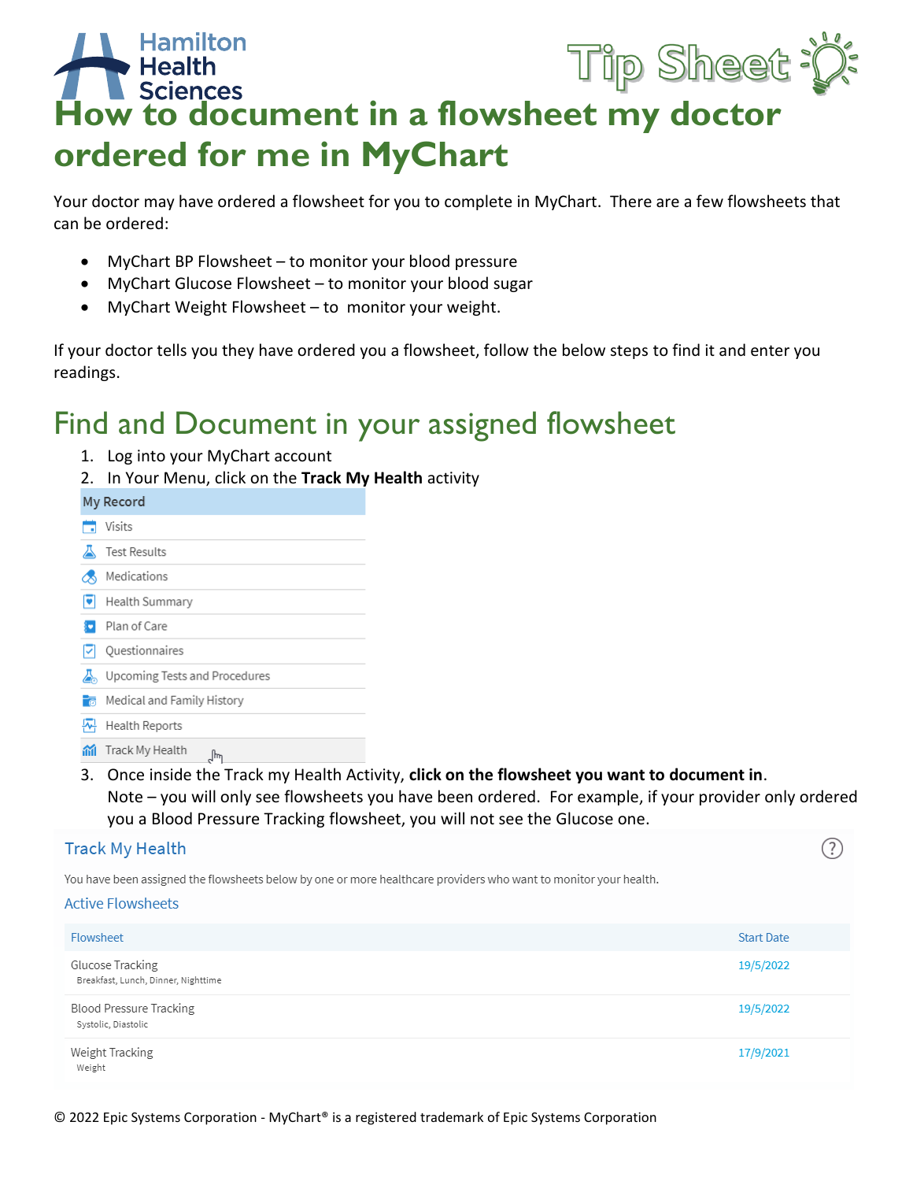# How to document in a flowsheet my doctor ordered for me in MyChart

Your doctor may have ordered a flowsheet for you to complete in MyChart. There are a few flowsheets that can be ordered:

- MyChart BP Flowsheet – to monitor your blood pressure
- MyChart Glucose Flowsheet – to monitor your blood sugar
- MyChart Weight Flowsheet – to monitor your weight.

If your doctor tells you they have ordered you a flowsheet, follow the below steps to find it and enter you readings.

## Find and Document in your assigned flowsheet

1. Log into your MyChart account
2. In Your Menu, click on the **Track My Health** activity

   **My Record**
   - Visits
   - Test Results
   - Medications
   - Health Summary
   - Plan of Care
   - Questionnaires
   - Upcoming Tests and Procedures
   - Medical and Family History
   - Health Reports
   - Track My Health

3. Once inside the Track my Health Activity, **click on the flowsheet you want to document in**. Note – you will only see flowsheets you have been ordered. For example, if your provider only ordered you a Blood Pressure Tracking flowsheet, you will not see the Glucose one.

**Track My Health**

You have been assigned the flowsheets below by one or more healthcare providers who want to monitor your health.

**Active Flowsheets**

| Flowsheet | Start Date |
|---|---|
| Glucose Tracking<br>Breakfast, Lunch, Dinner, Nighttime | 19/5/2022 |
| Blood Pressure Tracking<br>Systolic, Diastolic | 19/5/2022 |
| Weight Tracking<br>Weight | 17/9/2021 |

© 2022 Epic Systems Corporation - MyChart® is a registered trademark of Epic Systems Corporation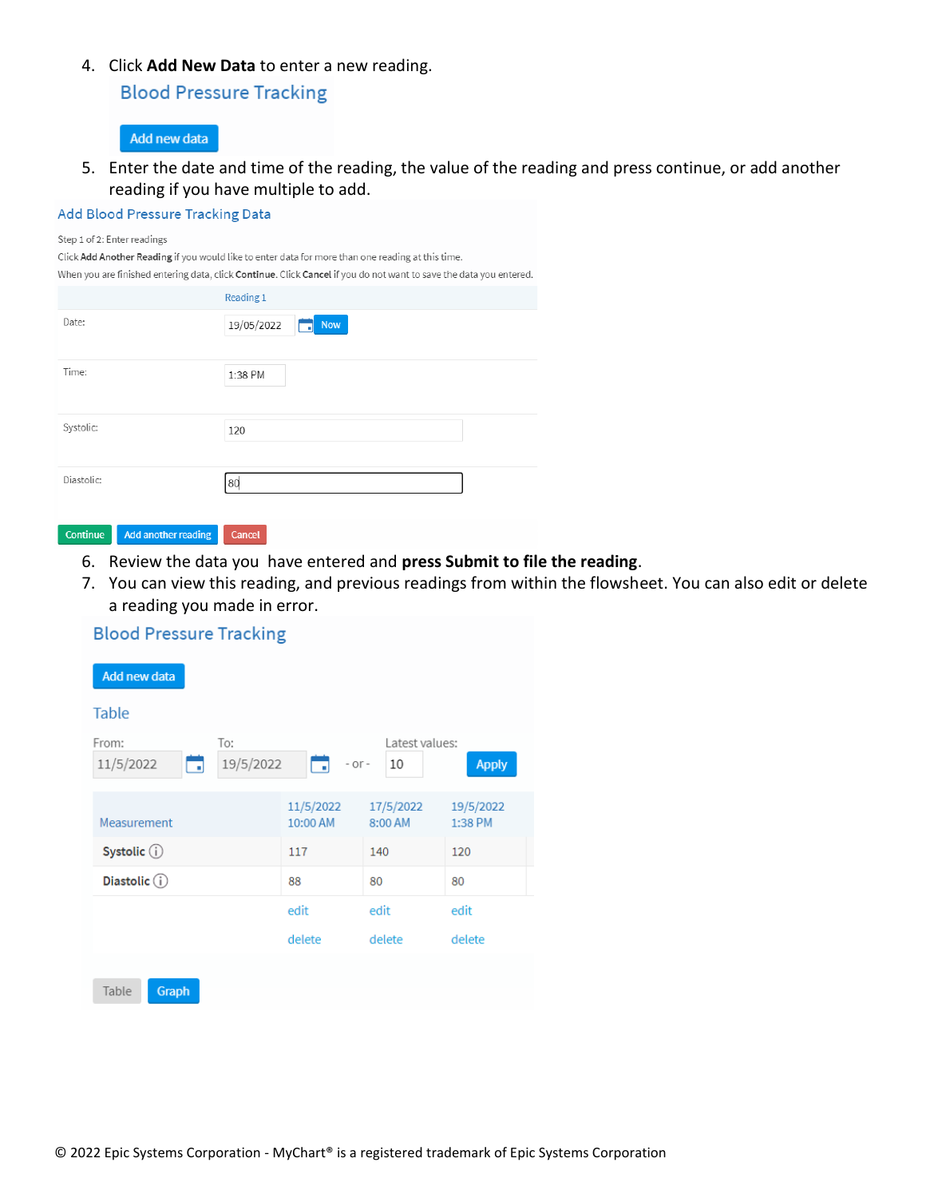4. Click **Add New Data** to enter a new reading.

Blood Pressure Tracking

Add new data

5. Enter the date and time of the reading, the value of the reading and press continue, or add another reading if you have multiple to add.

Add Blood Pressure Tracking Data

Step 1 of 2: Enter readings

Click **Add Another Reading** if you would like to enter data for more than one reading at this time.

When you are finished entering data, click **Continue**. Click **Cancel** if you do not want to save the data you entered.

| | Reading 1 |
|---|---|
| Date: | 19/05/2022 Now |
| Time: | 1:38 PM |
| Systolic: | 120 |
| Diastolic: | 80 |

Continue | Add another reading | Cancel

6. Review the data you have entered and **press Submit to file the reading**.
7. You can view this reading, and previous readings from within the flowsheet. You can also edit or delete a reading you made in error.

Blood Pressure Tracking

Add new data

Table

From: 11/5/2022 To: 19/5/2022 - or - Latest values: 10 Apply

| Measurement | 11/5/2022 10:00 AM | 17/5/2022 8:00 AM | 19/5/2022 1:38 PM |
|---|---|---|---|
| **Systolic** | 117 | 140 | 120 |
| **Diastolic** | 88 | 80 | 80 |
| | edit | edit | edit |
| | delete | delete | delete |

Table | Graph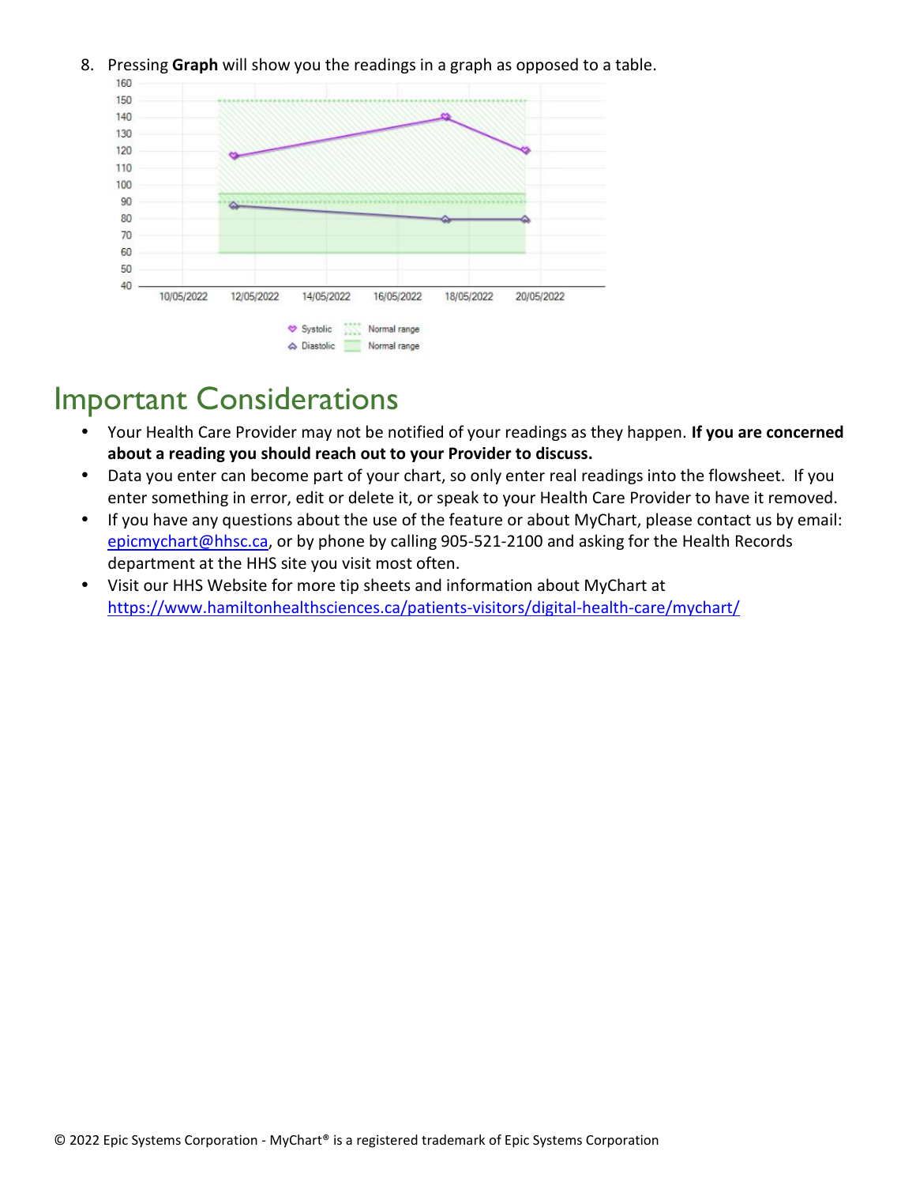8. Pressing **Graph** will show you the readings in a graph as opposed to a table.

160
150
140
130
120
110
100
90
80
70
60
50
40

10/05/2022 12/05/2022 14/05/2022 16/05/2022 18/05/2022 20/05/2022

Systolic Normal range
Diastolic Normal range

# Important Considerations

- Your Health Care Provider may not be notified of your readings as they happen. **If you are concerned about a reading you should reach out to your Provider to discuss.**
- Data you enter can become part of your chart, so only enter real readings into the flowsheet. If you enter something in error, edit or delete it, or speak to your Health Care Provider to have it removed.
- If you have any questions about the use of the feature or about MyChart, please contact us by email: epicmychart@hhsc.ca, or by phone by calling 905-521-2100 and asking for the Health Records department at the HHS site you visit most often.
- Visit our HHS Website for more tip sheets and information about MyChart at https://www.hamiltonhealthsciences.ca/patients-visitors/digital-health-care/mychart/

© 2022 Epic Systems Corporation - MyChart® is a registered trademark of Epic Systems Corporation